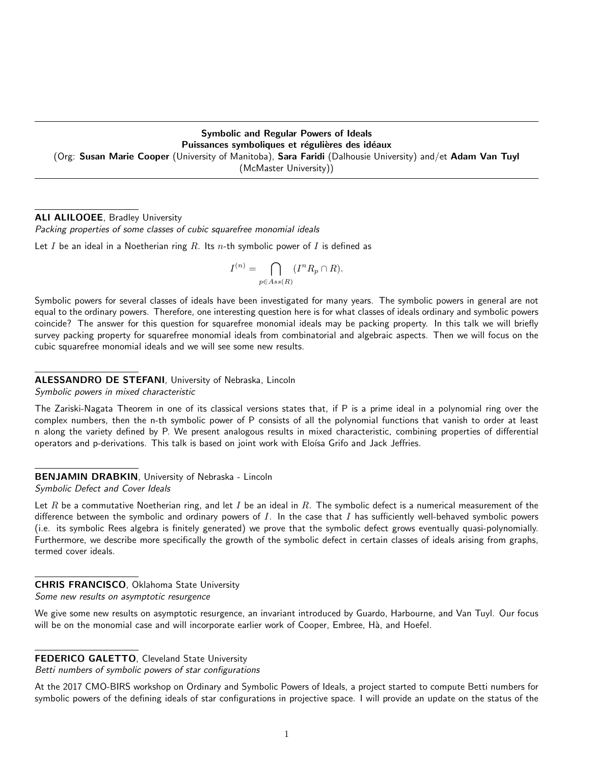## Symbolic and Regular Powers of Ideals
## Puissances symboliques et régulières des idéaux

(Org: **Susan Marie Cooper** (University of Manitoba), **Sara Faridi** (Dalhousie University) and/et **Adam Van Tuyl** (McMaster University))

---

**ALI ALILOOEE**, Bradley University
*Packing properties of some classes of cubic squarefree monomial ideals*

Let $I$ be an ideal in a Noetherian ring $R$. Its $n$-th symbolic power of $I$ is defined as

$$I^{(n)} = \bigcap_{p \in Ass(R)} (I^n R_p \cap R).$$

Symbolic powers for several classes of ideals have been investigated for many years. The symbolic powers in general are not equal to the ordinary powers. Therefore, one interesting question here is for what classes of ideals ordinary and symbolic powers coincide? The answer for this question for squarefree monomial ideals may be packing property. In this talk we will briefly survey packing property for squarefree monomial ideals from combinatorial and algebraic aspects. Then we will focus on the cubic squarefree monomial ideals and we will see some new results.

**ALESSANDRO DE STEFANI**, University of Nebraska, Lincoln
*Symbolic powers in mixed characteristic*

The Zariski-Nagata Theorem in one of its classical versions states that, if P is a prime ideal in a polynomial ring over the complex numbers, then the n-th symbolic power of P consists of all the polynomial functions that vanish to order at least n along the variety defined by P. We present analogous results in mixed characteristic, combining properties of differential operators and p-derivations. This talk is based on joint work with Eloísa Grifo and Jack Jeffries.

**BENJAMIN DRABKIN**, University of Nebraska - Lincoln
*Symbolic Defect and Cover Ideals*

Let $R$ be a commutative Noetherian ring, and let $I$ be an ideal in $R$. The symbolic defect is a numerical measurement of the difference between the symbolic and ordinary powers of $I$. In the case that $I$ has sufficiently well-behaved symbolic powers (i.e. its symbolic Rees algebra is finitely generated) we prove that the symbolic defect grows eventually quasi-polynomially. Furthermore, we describe more specifically the growth of the symbolic defect in certain classes of ideals arising from graphs, termed cover ideals.

**CHRIS FRANCISCO**, Oklahoma State University
*Some new results on asymptotic resurgence*

We give some new results on asymptotic resurgence, an invariant introduced by Guardo, Harbourne, and Van Tuyl. Our focus will be on the monomial case and will incorporate earlier work of Cooper, Embree, Hà, and Hoefel.

**FEDERICO GALETTO**, Cleveland State University
*Betti numbers of symbolic powers of star configurations*

At the 2017 CMO-BIRS workshop on Ordinary and Symbolic Powers of Ideals, a project started to compute Betti numbers for symbolic powers of the defining ideals of star configurations in projective space. I will provide an update on the status of the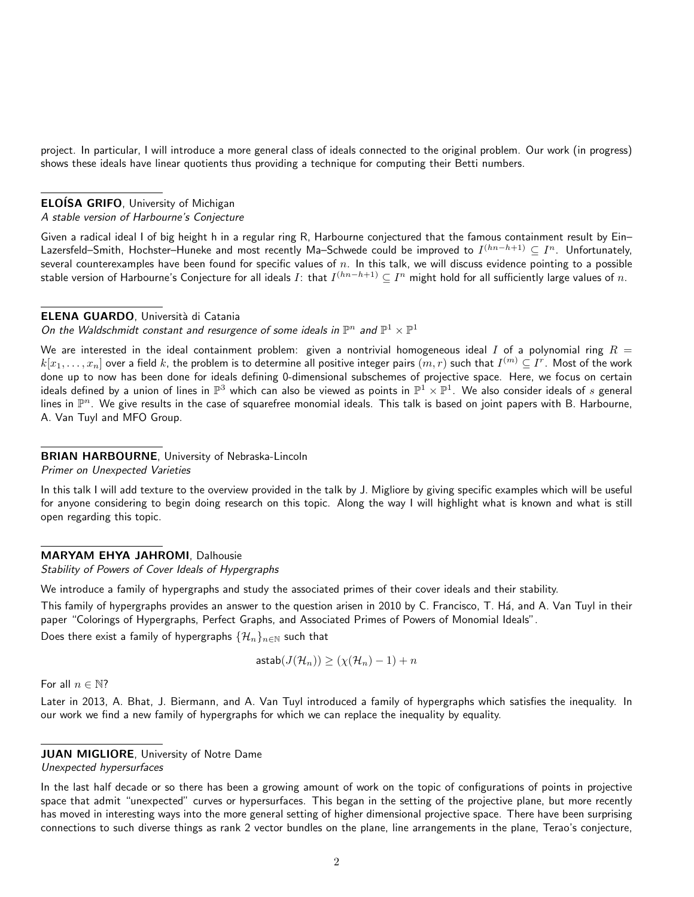project. In particular, I will introduce a more general class of ideals connected to the original problem. Our work (in progress) shows these ideals have linear quotients thus providing a technique for computing their Betti numbers.

**ELOÍSA GRIFO**, University of Michigan
*A stable version of Harbourne's Conjecture*

Given a radical ideal I of big height h in a regular ring R, Harbourne conjectured that the famous containment result by Ein–Lazersfeld–Smith, Hochster–Huneke and most recently Ma–Schwede could be improved to $I^{(hn-h+1)} \subseteq I^n$. Unfortunately, several counterexamples have been found for specific values of $n$. In this talk, we will discuss evidence pointing to a possible stable version of Harbourne's Conjecture for all ideals $I$: that $I^{(hn-h+1)} \subseteq I^n$ might hold for all sufficiently large values of $n$.

**ELENA GUARDO**, Università di Catania
*On the Waldschmidt constant and resurgence of some ideals in $\mathbb{P}^n$ and $\mathbb{P}^1 \times \mathbb{P}^1$*

We are interested in the ideal containment problem: given a nontrivial homogeneous ideal $I$ of a polynomial ring $R = k[x_1, \ldots, x_n]$ over a field $k$, the problem is to determine all positive integer pairs $(m, r)$ such that $I^{(m)} \subseteq I^r$. Most of the work done up to now has been done for ideals defining 0-dimensional subschemes of projective space. Here, we focus on certain ideals defined by a union of lines in $\mathbb{P}^3$ which can also be viewed as points in $\mathbb{P}^1 \times \mathbb{P}^1$. We also consider ideals of $s$ general lines in $\mathbb{P}^n$. We give results in the case of squarefree monomial ideals. This talk is based on joint papers with B. Harbourne, A. Van Tuyl and MFO Group.

**BRIAN HARBOURNE**, University of Nebraska-Lincoln
*Primer on Unexpected Varieties*

In this talk I will add texture to the overview provided in the talk by J. Migliore by giving specific examples which will be useful for anyone considering to begin doing research on this topic. Along the way I will highlight what is known and what is still open regarding this topic.

**MARYAM EHYA JAHROMI**, Dalhousie
*Stability of Powers of Cover Ideals of Hypergraphs*

We introduce a family of hypergraphs and study the associated primes of their cover ideals and their stability.

This family of hypergraphs provides an answer to the question arisen in 2010 by C. Francisco, T. Há, and A. Van Tuyl in their paper "Colorings of Hypergraphs, Perfect Graphs, and Associated Primes of Powers of Monomial Ideals".

Does there exist a family of hypergraphs $\{\mathcal{H}_n\}_{n \in \mathbb{N}}$ such that

$$\mathsf{astab}(J(\mathcal{H}_n)) \geq (\chi(\mathcal{H}_n) - 1) + n$$

For all $n \in \mathbb{N}$?

Later in 2013, A. Bhat, J. Biermann, and A. Van Tuyl introduced a family of hypergraphs which satisfies the inequality. In our work we find a new family of hypergraphs for which we can replace the inequality by equality.

**JUAN MIGLIORE**, University of Notre Dame
*Unexpected hypersurfaces*

In the last half decade or so there has been a growing amount of work on the topic of configurations of points in projective space that admit "unexpected" curves or hypersurfaces. This began in the setting of the projective plane, but more recently has moved in interesting ways into the more general setting of higher dimensional projective space. There have been surprising connections to such diverse things as rank 2 vector bundles on the plane, line arrangements in the plane, Terao's conjecture,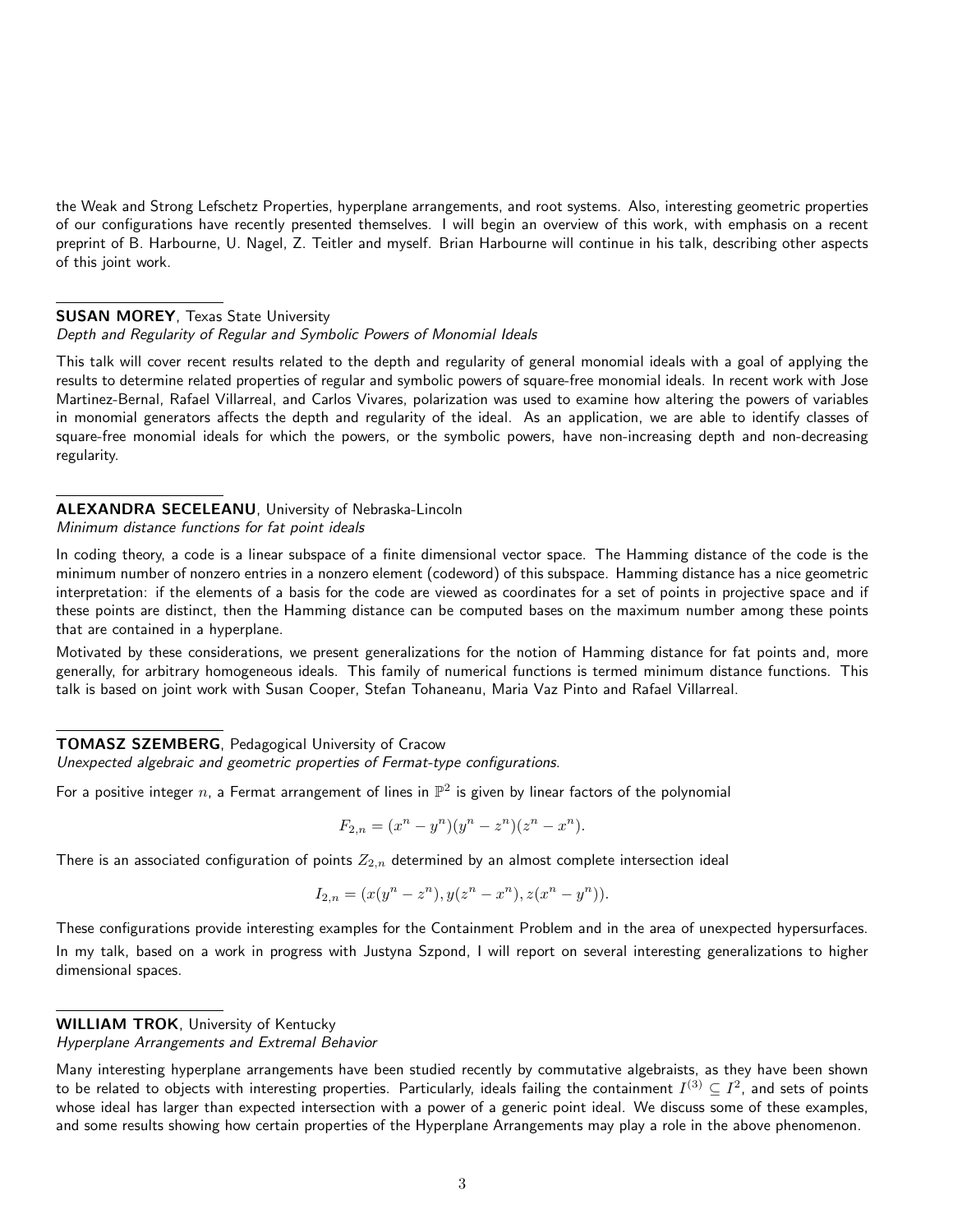the Weak and Strong Lefschetz Properties, hyperplane arrangements, and root systems. Also, interesting geometric properties of our configurations have recently presented themselves. I will begin an overview of this work, with emphasis on a recent preprint of B. Harbourne, U. Nagel, Z. Teitler and myself. Brian Harbourne will continue in his talk, describing other aspects of this joint work.

---

**SUSAN MOREY**, Texas State University
*Depth and Regularity of Regular and Symbolic Powers of Monomial Ideals*

This talk will cover recent results related to the depth and regularity of general monomial ideals with a goal of applying the results to determine related properties of regular and symbolic powers of square-free monomial ideals. In recent work with Jose Martinez-Bernal, Rafael Villarreal, and Carlos Vivares, polarization was used to examine how altering the powers of variables in monomial generators affects the depth and regularity of the ideal. As an application, we are able to identify classes of square-free monomial ideals for which the powers, or the symbolic powers, have non-increasing depth and non-decreasing regularity.

---

**ALEXANDRA SECELEANU**, University of Nebraska-Lincoln
*Minimum distance functions for fat point ideals*

In coding theory, a code is a linear subspace of a finite dimensional vector space. The Hamming distance of the code is the minimum number of nonzero entries in a nonzero element (codeword) of this subspace. Hamming distance has a nice geometric interpretation: if the elements of a basis for the code are viewed as coordinates for a set of points in projective space and if these points are distinct, then the Hamming distance can be computed bases on the maximum number among these points that are contained in a hyperplane.

Motivated by these considerations, we present generalizations for the notion of Hamming distance for fat points and, more generally, for arbitrary homogeneous ideals. This family of numerical functions is termed minimum distance functions. This talk is based on joint work with Susan Cooper, Stefan Tohaneanu, Maria Vaz Pinto and Rafael Villarreal.

---

**TOMASZ SZEMBERG**, Pedagogical University of Cracow
*Unexpected algebraic and geometric properties of Fermat-type configurations.*

For a positive integer $n$, a Fermat arrangement of lines in $\mathbb{P}^2$ is given by linear factors of the polynomial

$$F_{2,n} = (x^n - y^n)(y^n - z^n)(z^n - x^n).$$

There is an associated configuration of points $Z_{2,n}$ determined by an almost complete intersection ideal

$$I_{2,n} = (x(y^n - z^n), y(z^n - x^n), z(x^n - y^n)).$$

These configurations provide interesting examples for the Containment Problem and in the area of unexpected hypersurfaces.
In my talk, based on a work in progress with Justyna Szpond, I will report on several interesting generalizations to higher dimensional spaces.

---

**WILLIAM TROK**, University of Kentucky
*Hyperplane Arrangements and Extremal Behavior*

Many interesting hyperplane arrangements have been studied recently by commutative algebraists, as they have been shown to be related to objects with interesting properties. Particularly, ideals failing the containment $I^{(3)} \subseteq I^2$, and sets of points whose ideal has larger than expected intersection with a power of a generic point ideal. We discuss some of these examples, and some results showing how certain properties of the Hyperplane Arrangements may play a role in the above phenomenon.